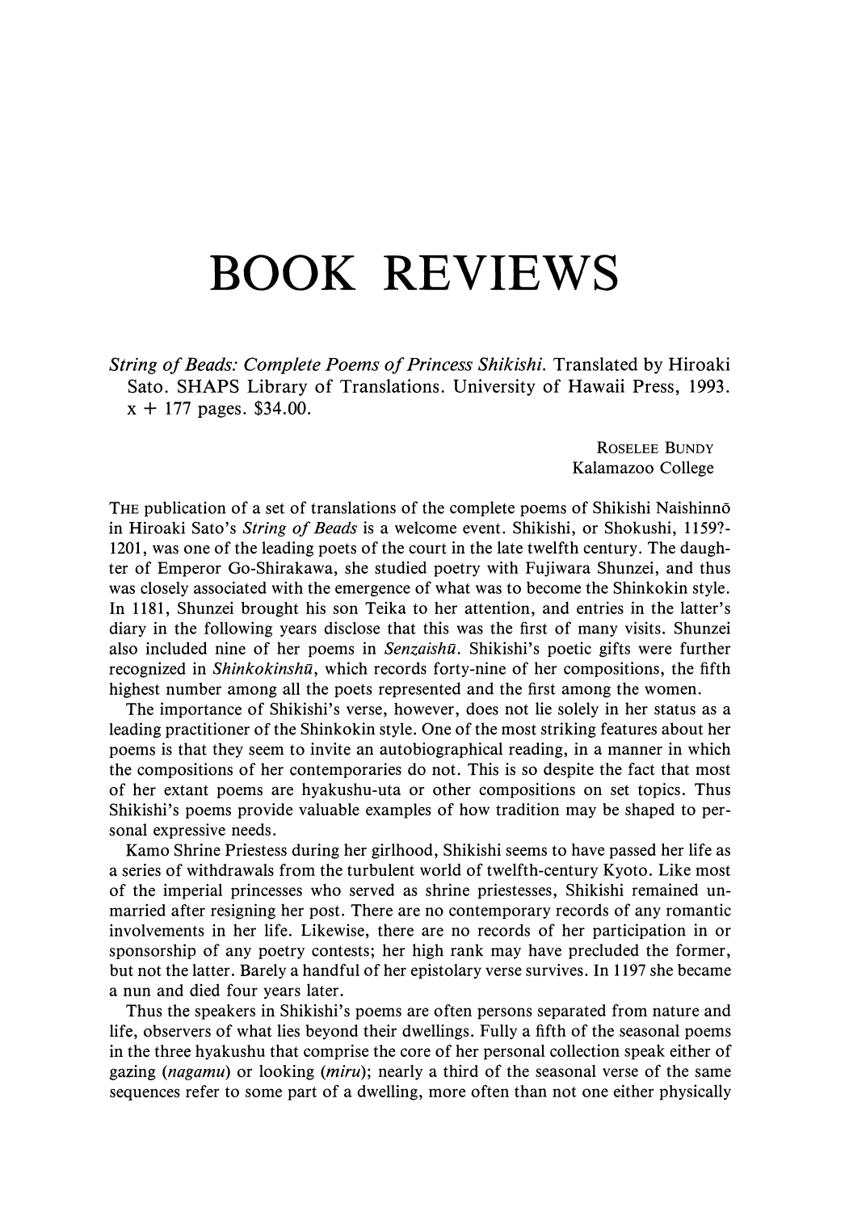# BOOK REVIEWS

*String of Beads: Complete Poems of Princess Shikishi.* Translated by Hiroaki Sato. SHAPS Library of Translations. University of Hawaii Press, 1993. x + 177 pages. $34.00.

ROSELEE BUNDY
Kalamazoo College

THE publication of a set of translations of the complete poems of Shikishi Naishinnō in Hiroaki Sato's *String of Beads* is a welcome event. Shikishi, or Shokushi, 1159?-1201, was one of the leading poets of the court in the late twelfth century. The daughter of Emperor Go-Shirakawa, she studied poetry with Fujiwara Shunzei, and thus was closely associated with the emergence of what was to become the Shinkokin style. In 1181, Shunzei brought his son Teika to her attention, and entries in the latter's diary in the following years disclose that this was the first of many visits. Shunzei also included nine of her poems in *Senzaishū*. Shikishi's poetic gifts were further recognized in *Shinkokinshū*, which records forty-nine of her compositions, the fifth highest number among all the poets represented and the first among the women.

The importance of Shikishi's verse, however, does not lie solely in her status as a leading practitioner of the Shinkokin style. One of the most striking features about her poems is that they seem to invite an autobiographical reading, in a manner in which the compositions of her contemporaries do not. This is so despite the fact that most of her extant poems are hyakushu-uta or other compositions on set topics. Thus Shikishi's poems provide valuable examples of how tradition may be shaped to personal expressive needs.

Kamo Shrine Priestess during her girlhood, Shikishi seems to have passed her life as a series of withdrawals from the turbulent world of twelfth-century Kyoto. Like most of the imperial princesses who served as shrine priestesses, Shikishi remained unmarried after resigning her post. There are no contemporary records of any romantic involvements in her life. Likewise, there are no records of her participation in or sponsorship of any poetry contests; her high rank may have precluded the former, but not the latter. Barely a handful of her epistolary verse survives. In 1197 she became a nun and died four years later.

Thus the speakers in Shikishi's poems are often persons separated from nature and life, observers of what lies beyond their dwellings. Fully a fifth of the seasonal poems in the three hyakushu that comprise the core of her personal collection speak either of gazing (*nagamu*) or looking (*miru*); nearly a third of the seasonal verse of the same sequences refer to some part of a dwelling, more often than not one either physically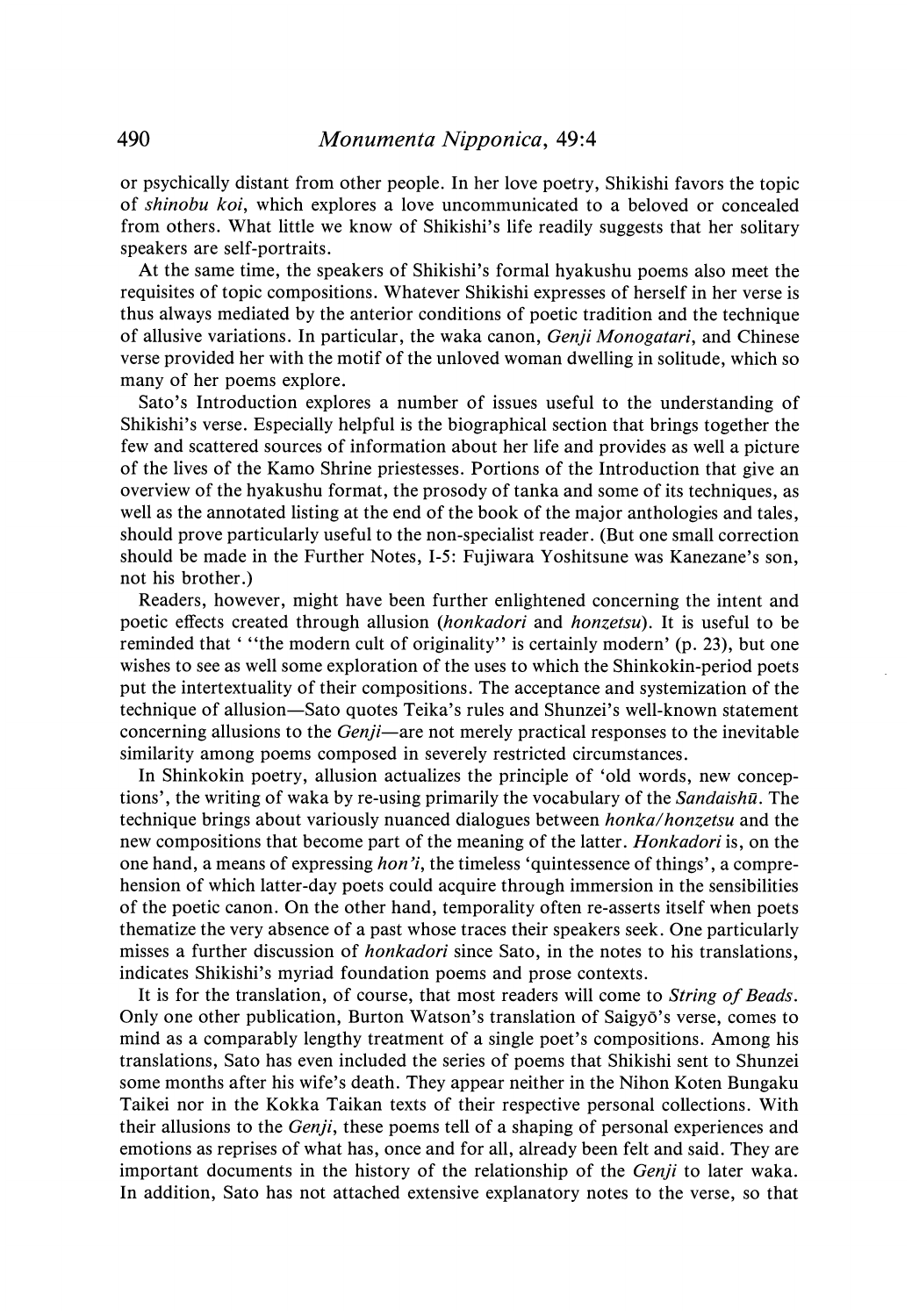or psychically distant from other people. In her love poetry, Shikishi favors the topic of *shinobu koi*, which explores a love uncommunicated to a beloved or concealed from others. What little we know of Shikishi's life readily suggests that her solitary speakers are self-portraits.

At the same time, the speakers of Shikishi's formal hyakushu poems also meet the requisites of topic compositions. Whatever Shikishi expresses of herself in her verse is thus always mediated by the anterior conditions of poetic tradition and the technique of allusive variations. In particular, the waka canon, *Genji Monogatari*, and Chinese verse provided her with the motif of the unloved woman dwelling in solitude, which so many of her poems explore.

Sato's Introduction explores a number of issues useful to the understanding of Shikishi's verse. Especially helpful is the biographical section that brings together the few and scattered sources of information about her life and provides as well a picture of the lives of the Kamo Shrine priestesses. Portions of the Introduction that give an overview of the hyakushu format, the prosody of tanka and some of its techniques, as well as the annotated listing at the end of the book of the major anthologies and tales, should prove particularly useful to the non-specialist reader. (But one small correction should be made in the Further Notes, I-5: Fujiwara Yoshitsune was Kanezane's son, not his brother.)

Readers, however, might have been further enlightened concerning the intent and poetic effects created through allusion (*honkadori* and *honzetsu*). It is useful to be reminded that ' "the modern cult of originality" is certainly modern' (p. 23), but one wishes to see as well some exploration of the uses to which the Shinkokin-period poets put the intertextuality of their compositions. The acceptance and systemization of the technique of allusion—Sato quotes Teika's rules and Shunzei's well-known statement concerning allusions to the *Genji*—are not merely practical responses to the inevitable similarity among poems composed in severely restricted circumstances.

In Shinkokin poetry, allusion actualizes the principle of 'old words, new conceptions', the writing of waka by re-using primarily the vocabulary of the *Sandaishū*. The technique brings about variously nuanced dialogues between *honka/honzetsu* and the new compositions that become part of the meaning of the latter. *Honkadori* is, on the one hand, a means of expressing *hon'i*, the timeless 'quintessence of things', a comprehension of which latter-day poets could acquire through immersion in the sensibilities of the poetic canon. On the other hand, temporality often re-asserts itself when poets thematize the very absence of a past whose traces their speakers seek. One particularly misses a further discussion of *honkadori* since Sato, in the notes to his translations, indicates Shikishi's myriad foundation poems and prose contexts.

It is for the translation, of course, that most readers will come to *String of Beads*. Only one other publication, Burton Watson's translation of Saigyō's verse, comes to mind as a comparably lengthy treatment of a single poet's compositions. Among his translations, Sato has even included the series of poems that Shikishi sent to Shunzei some months after his wife's death. They appear neither in the Nihon Koten Bungaku Taikei nor in the Kokka Taikan texts of their respective personal collections. With their allusions to the *Genji*, these poems tell of a shaping of personal experiences and emotions as reprises of what has, once and for all, already been felt and said. They are important documents in the history of the relationship of the *Genji* to later waka. In addition, Sato has not attached extensive explanatory notes to the verse, so that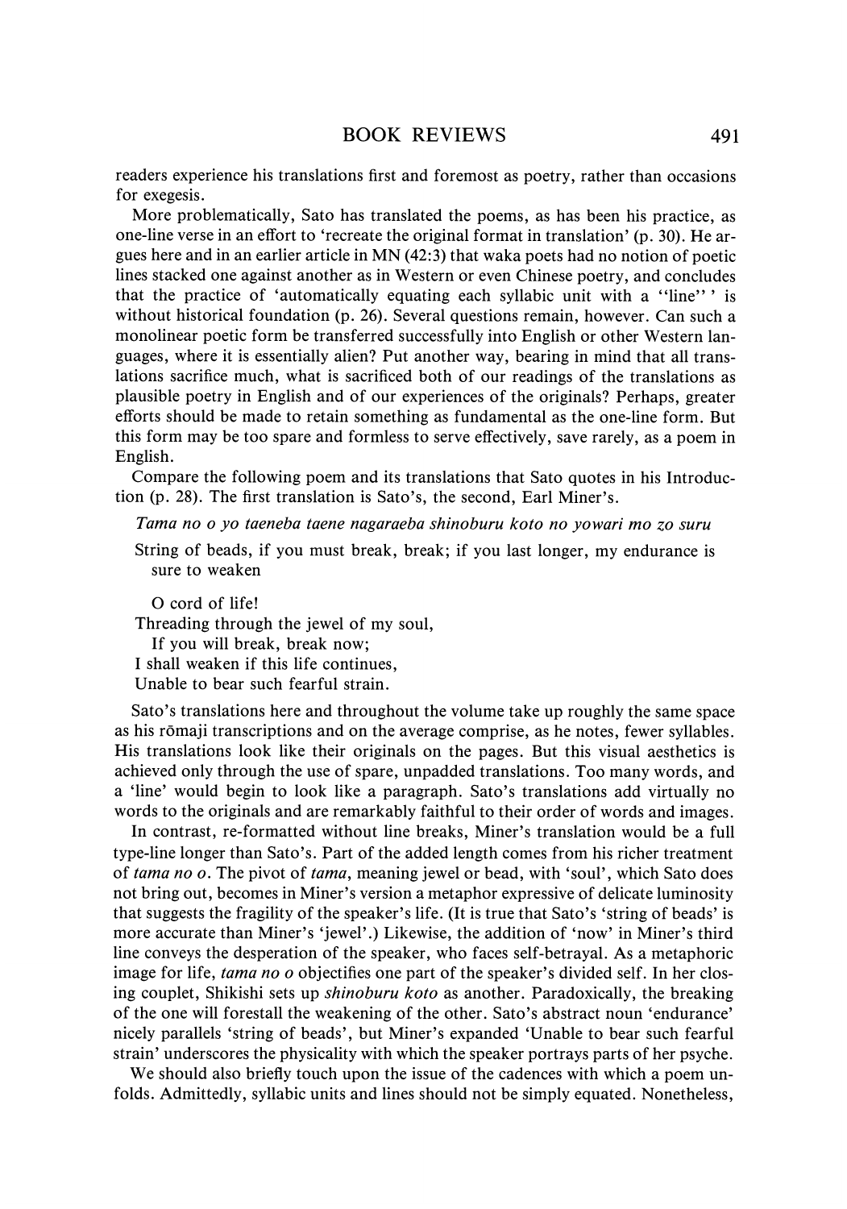readers experience his translations first and foremost as poetry, rather than occasions for exegesis.

More problematically, Sato has translated the poems, as has been his practice, as one-line verse in an effort to 'recreate the original format in translation' (p. 30). He argues here and in an earlier article in MN (42:3) that waka poets had no notion of poetic lines stacked one against another as in Western or even Chinese poetry, and concludes that the practice of 'automatically equating each syllabic unit with a "line"' is without historical foundation (p. 26). Several questions remain, however. Can such a monolinear poetic form be transferred successfully into English or other Western languages, where it is essentially alien? Put another way, bearing in mind that all translations sacrifice much, what is sacrificed both of our readings of the translations as plausible poetry in English and of our experiences of the originals? Perhaps, greater efforts should be made to retain something as fundamental as the one-line form. But this form may be too spare and formless to serve effectively, save rarely, as a poem in English.

Compare the following poem and its translations that Sato quotes in his Introduction (p. 28). The first translation is Sato's, the second, Earl Miner's.

> *Tama no o yo taeneba taene nagaraeba shinoburu koto no yowari mo zo suru*
>
> String of beads, if you must break, break; if you last longer, my endurance is sure to weaken
>
> O cord of life!
> Threading through the jewel of my soul,
> If you will break, break now;
> I shall weaken if this life continues,
> Unable to bear such fearful strain.

Sato's translations here and throughout the volume take up roughly the same space as his rōmaji transcriptions and on the average comprise, as he notes, fewer syllables. His translations look like their originals on the pages. But this visual aesthetics is achieved only through the use of spare, unpadded translations. Too many words, and a 'line' would begin to look like a paragraph. Sato's translations add virtually no words to the originals and are remarkably faithful to their order of words and images.

In contrast, re-formatted without line breaks, Miner's translation would be a full type-line longer than Sato's. Part of the added length comes from his richer treatment of *tama no o*. The pivot of *tama*, meaning jewel or bead, with 'soul', which Sato does not bring out, becomes in Miner's version a metaphor expressive of delicate luminosity that suggests the fragility of the speaker's life. (It is true that Sato's 'string of beads' is more accurate than Miner's 'jewel'.) Likewise, the addition of 'now' in Miner's third line conveys the desperation of the speaker, who faces self-betrayal. As a metaphoric image for life, *tama no o* objectifies one part of the speaker's divided self. In her closing couplet, Shikishi sets up *shinoburu koto* as another. Paradoxically, the breaking of the one will forestall the weakening of the other. Sato's abstract noun 'endurance' nicely parallels 'string of beads', but Miner's expanded 'Unable to bear such fearful strain' underscores the physicality with which the speaker portrays parts of her psyche.

We should also briefly touch upon the issue of the cadences with which a poem unfolds. Admittedly, syllabic units and lines should not be simply equated. Nonetheless,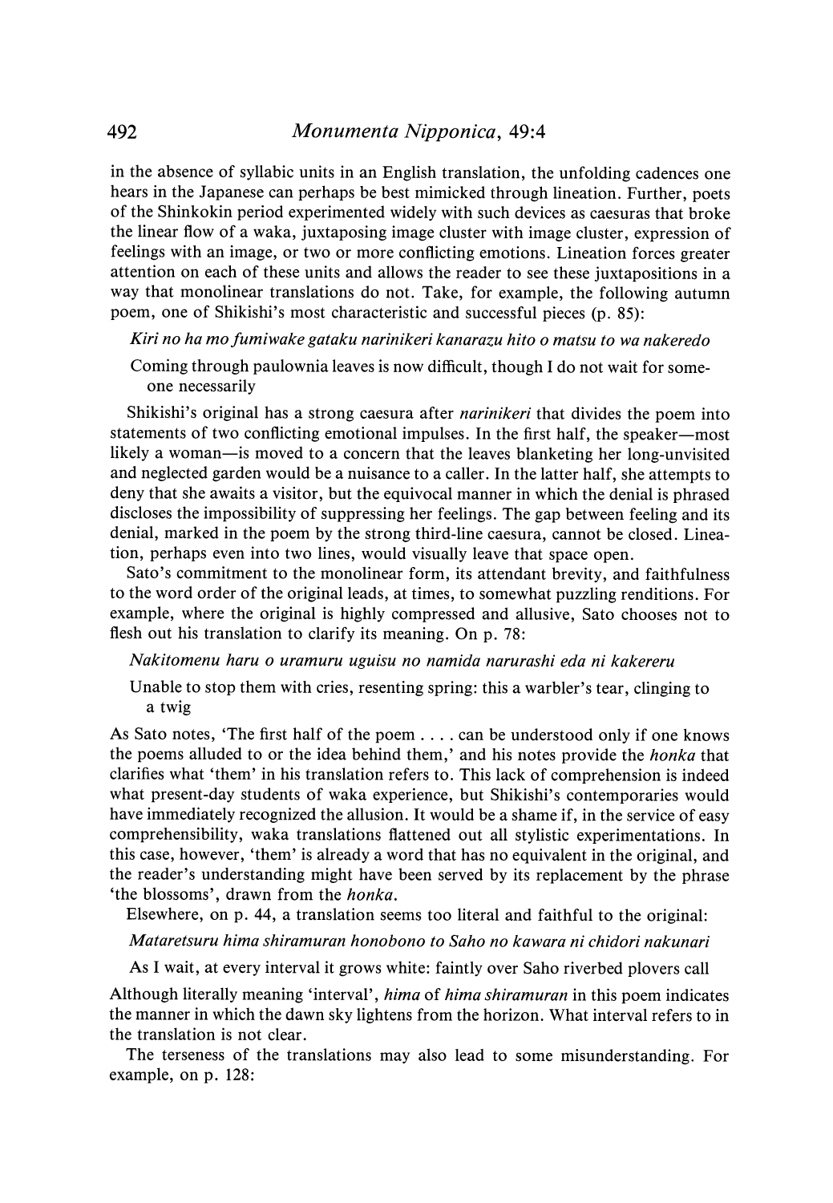in the absence of syllabic units in an English translation, the unfolding cadences one hears in the Japanese can perhaps be best mimicked through lineation. Further, poets of the Shinkokin period experimented widely with such devices as caesuras that broke the linear flow of a waka, juxtaposing image cluster with image cluster, expression of feelings with an image, or two or more conflicting emotions. Lineation forces greater attention on each of these units and allows the reader to see these juxtapositions in a way that monolinear translations do not. Take, for example, the following autumn poem, one of Shikishi's most characteristic and successful pieces (p. 85):

> *Kiri no ha mo fumiwake gataku narinikeri kanarazu hito o matsu to wa nakeredo*
>
> Coming through paulownia leaves is now difficult, though I do not wait for someone necessarily

Shikishi's original has a strong caesura after *narinikeri* that divides the poem into statements of two conflicting emotional impulses. In the first half, the speaker—most likely a woman—is moved to a concern that the leaves blanketing her long-unvisited and neglected garden would be a nuisance to a caller. In the latter half, she attempts to deny that she awaits a visitor, but the equivocal manner in which the denial is phrased discloses the impossibility of suppressing her feelings. The gap between feeling and its denial, marked in the poem by the strong third-line caesura, cannot be closed. Lineation, perhaps even into two lines, would visually leave that space open.

Sato's commitment to the monolinear form, its attendant brevity, and faithfulness to the word order of the original leads, at times, to somewhat puzzling renditions. For example, where the original is highly compressed and allusive, Sato chooses not to flesh out his translation to clarify its meaning. On p. 78:

> *Nakitomenu haru o uramuru uguisu no namida narurashi eda ni kakereru*
>
> Unable to stop them with cries, resenting spring: this a warbler's tear, clinging to a twig

As Sato notes, 'The first half of the poem . . . . can be understood only if one knows the poems alluded to or the idea behind them,' and his notes provide the *honka* that clarifies what 'them' in his translation refers to. This lack of comprehension is indeed what present-day students of waka experience, but Shikishi's contemporaries would have immediately recognized the allusion. It would be a shame if, in the service of easy comprehensibility, waka translations flattened out all stylistic experimentations. In this case, however, 'them' is already a word that has no equivalent in the original, and the reader's understanding might have been served by its replacement by the phrase 'the blossoms', drawn from the *honka*.

Elsewhere, on p. 44, a translation seems too literal and faithful to the original:

> *Mataretsuru hima shiramuran honobono to Saho no kawara ni chidori nakunari*
>
> As I wait, at every interval it grows white: faintly over Saho riverbed plovers call

Although literally meaning 'interval', *hima* of *hima shiramuran* in this poem indicates the manner in which the dawn sky lightens from the horizon. What interval refers to in the translation is not clear.

The terseness of the translations may also lead to some misunderstanding. For example, on p. 128: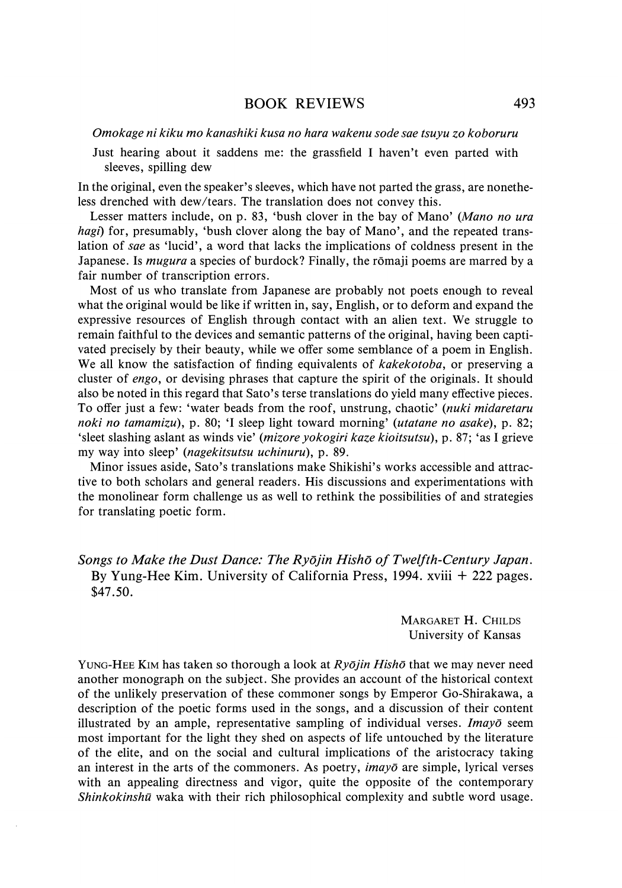*Omokage ni kiku mo kanashiki kusa no hara wakenu sode sae tsuyu zo koboruru*

Just hearing about it saddens me: the grassfield I haven't even parted with sleeves, spilling dew

In the original, even the speaker's sleeves, which have not parted the grass, are nonetheless drenched with dew/tears. The translation does not convey this.

Lesser matters include, on p. 83, 'bush clover in the bay of Mano' (*Mano no ura hagi*) for, presumably, 'bush clover along the bay of Mano', and the repeated translation of *sae* as 'lucid', a word that lacks the implications of coldness present in the Japanese. Is *mugura* a species of burdock? Finally, the rōmaji poems are marred by a fair number of transcription errors.

Most of us who translate from Japanese are probably not poets enough to reveal what the original would be like if written in, say, English, or to deform and expand the expressive resources of English through contact with an alien text. We struggle to remain faithful to the devices and semantic patterns of the original, having been captivated precisely by their beauty, while we offer some semblance of a poem in English. We all know the satisfaction of finding equivalents of *kakekotoba*, or preserving a cluster of *engo*, or devising phrases that capture the spirit of the originals. It should also be noted in this regard that Sato's terse translations do yield many effective pieces. To offer just a few: 'water beads from the roof, unstrung, chaotic' (*nuki midaretaru noki no tamamizu*), p. 80; 'I sleep light toward morning' (*utatane no asake*), p. 82; 'sleet slashing aslant as winds vie' (*mizore yokogiri kaze kioitsutsu*), p. 87; 'as I grieve my way into sleep' (*nagekitsutsu uchinuru*), p. 89.

Minor issues aside, Sato's translations make Shikishi's works accessible and attractive to both scholars and general readers. His discussions and experimentations with the monolinear form challenge us as well to rethink the possibilities of and strategies for translating poetic form.

## *Songs to Make the Dust Dance: The Ryōjin Hishō of Twelfth-Century Japan.* By Yung-Hee Kim. University of California Press, 1994. xviii + 222 pages. $47.50.

MARGARET H. CHILDS
University of Kansas

YUNG-HEE KIM has taken so thorough a look at *Ryōjin Hishō* that we may never need another monograph on the subject. She provides an account of the historical context of the unlikely preservation of these commoner songs by Emperor Go-Shirakawa, a description of the poetic forms used in the songs, and a discussion of their content illustrated by an ample, representative sampling of individual verses. *Imayō* seem most important for the light they shed on aspects of life untouched by the literature of the elite, and on the social and cultural implications of the aristocracy taking an interest in the arts of the commoners. As poetry, *imayō* are simple, lyrical verses with an appealing directness and vigor, quite the opposite of the contemporary *Shinkokinshū* waka with their rich philosophical complexity and subtle word usage.